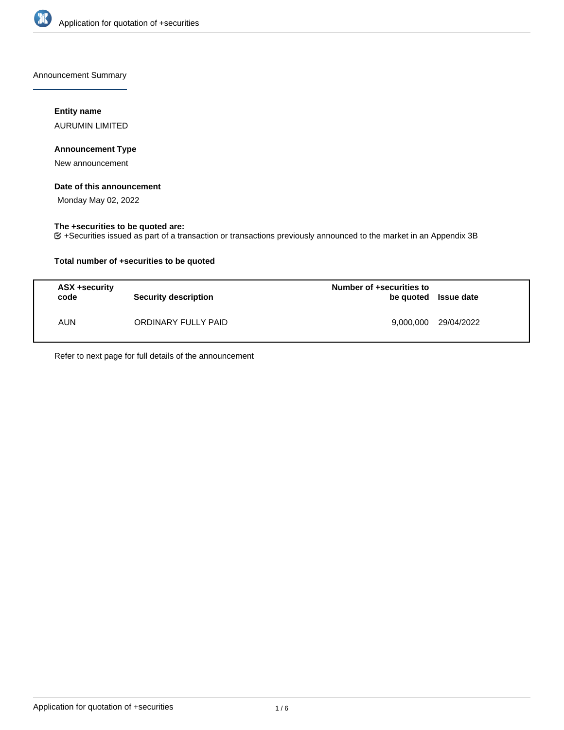Announcement Summary

**Entity name**

AURUMIN LIMITED

**Announcement Type**

New announcement

**Date of this announcement**

Monday May 02, 2022

**The +securities to be quoted are:**

+Securities issued as part of a transaction or transactions previously announced to the market in an Appendix 3B

**Total number of +securities to be quoted**

| ASX +security code | Security description | Number of +securities to be quoted | Issue date |
|---|---|---|---|
| AUN | ORDINARY FULLY PAID | 9,000,000 | 29/04/2022 |

Refer to next page for full details of the announcement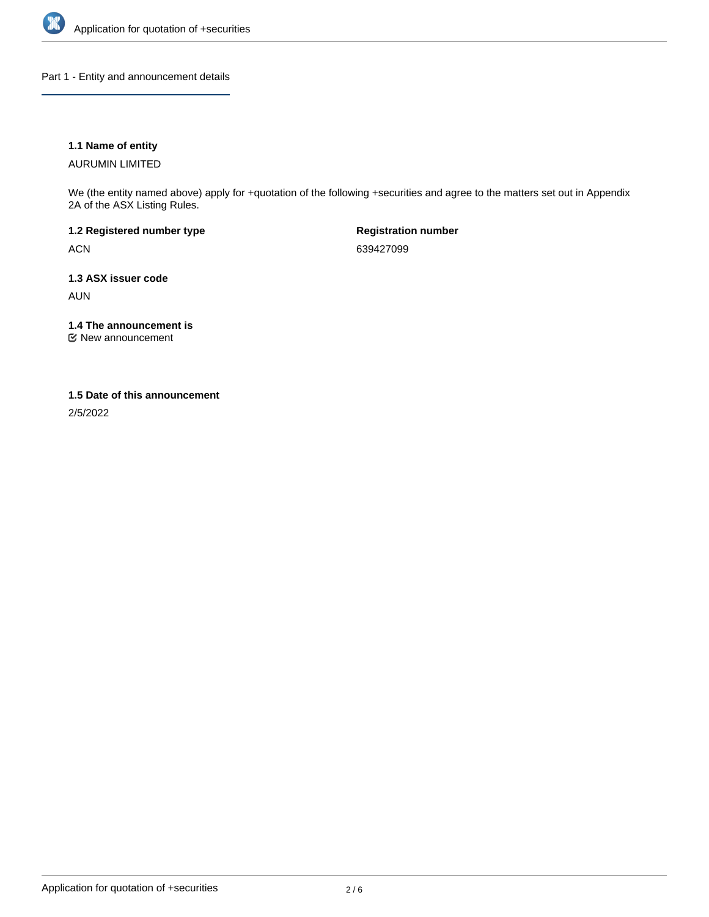## Part 1 - Entity and announcement details

**1.1 Name of entity**

AURUMIN LIMITED

We (the entity named above) apply for +quotation of the following +securities and agree to the matters set out in Appendix 2A of the ASX Listing Rules.

**1.2 Registered number type**

ACN

**Registration number**

639427099

**1.3 ASX issuer code**

AUN

**1.4 The announcement is**

☑ New announcement

**1.5 Date of this announcement**

2/5/2022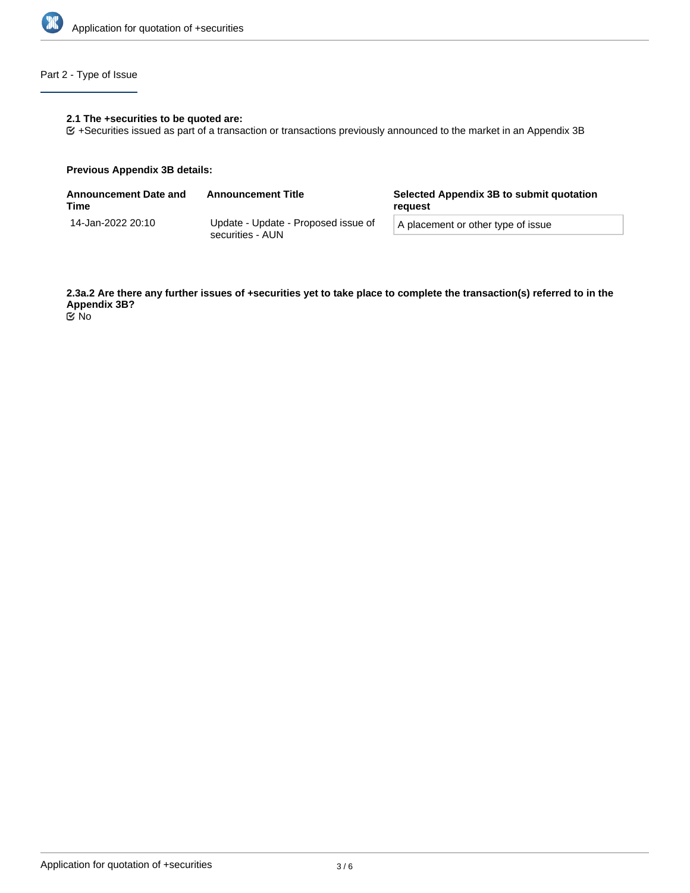## Part 2 - Type of Issue

**2.1 The +securities to be quoted are:**

+Securities issued as part of a transaction or transactions previously announced to the market in an Appendix 3B

**Previous Appendix 3B details:**

| Announcement Date and Time | Announcement Title | Selected Appendix 3B to submit quotation request |
| --- | --- | --- |
| 14-Jan-2022 20:10 | Update - Update - Proposed issue of securities - AUN | A placement or other type of issue |

**2.3a.2 Are there any further issues of +securities yet to take place to complete the transaction(s) referred to in the Appendix 3B?**

No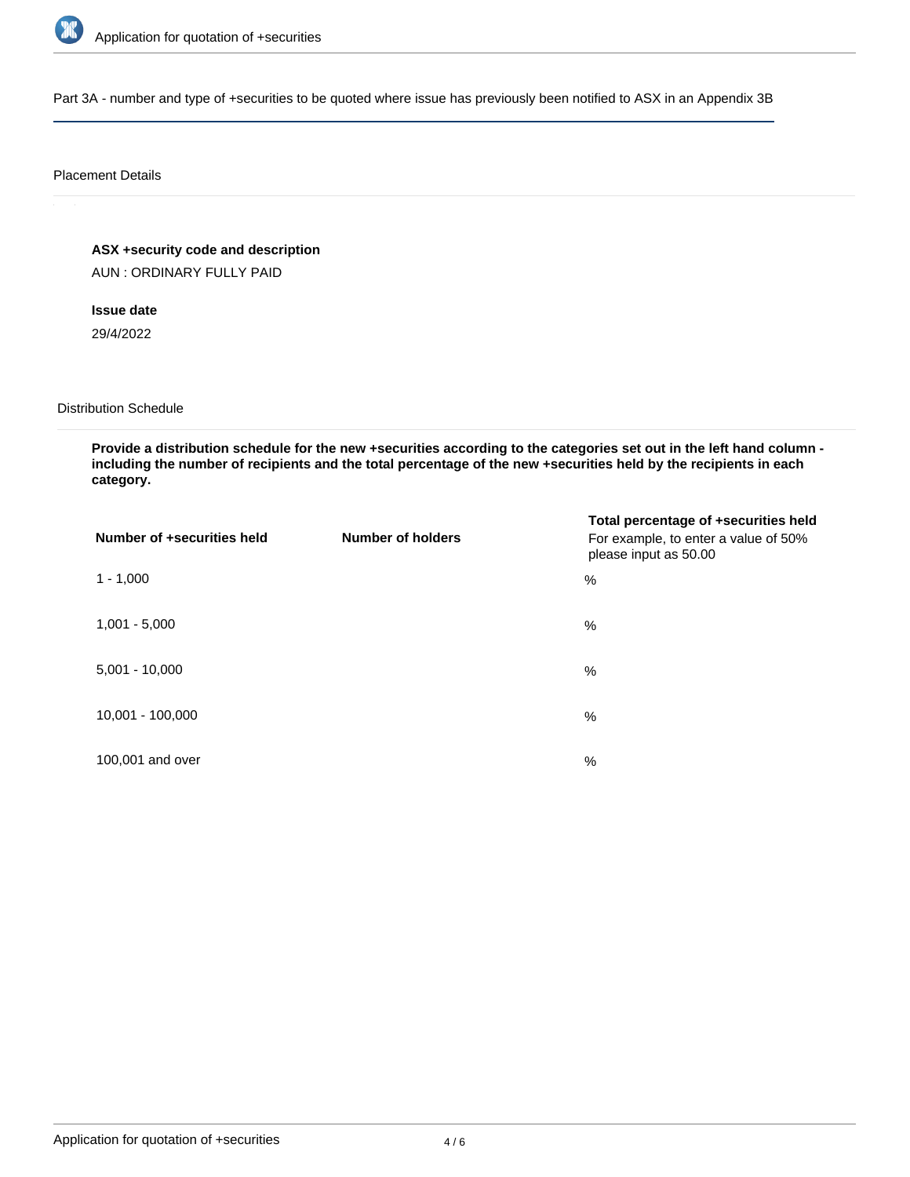Part 3A - number and type of +securities to be quoted where issue has previously been notified to ASX in an Appendix 3B

Placement Details

**ASX +security code and description**

AUN : ORDINARY FULLY PAID

**Issue date**

29/4/2022

Distribution Schedule

**Provide a distribution schedule for the new +securities according to the categories set out in the left hand column - including the number of recipients and the total percentage of the new +securities held by the recipients in each category.**

| Number of +securities held | Number of holders | Total percentage of +securities held For example, to enter a value of 50% please input as 50.00 |
| --- | --- | --- |
| 1 - 1,000 | | % |
| 1,001 - 5,000 | | % |
| 5,001 - 10,000 | | % |
| 10,001 - 100,000 | | % |
| 100,001 and over | | % |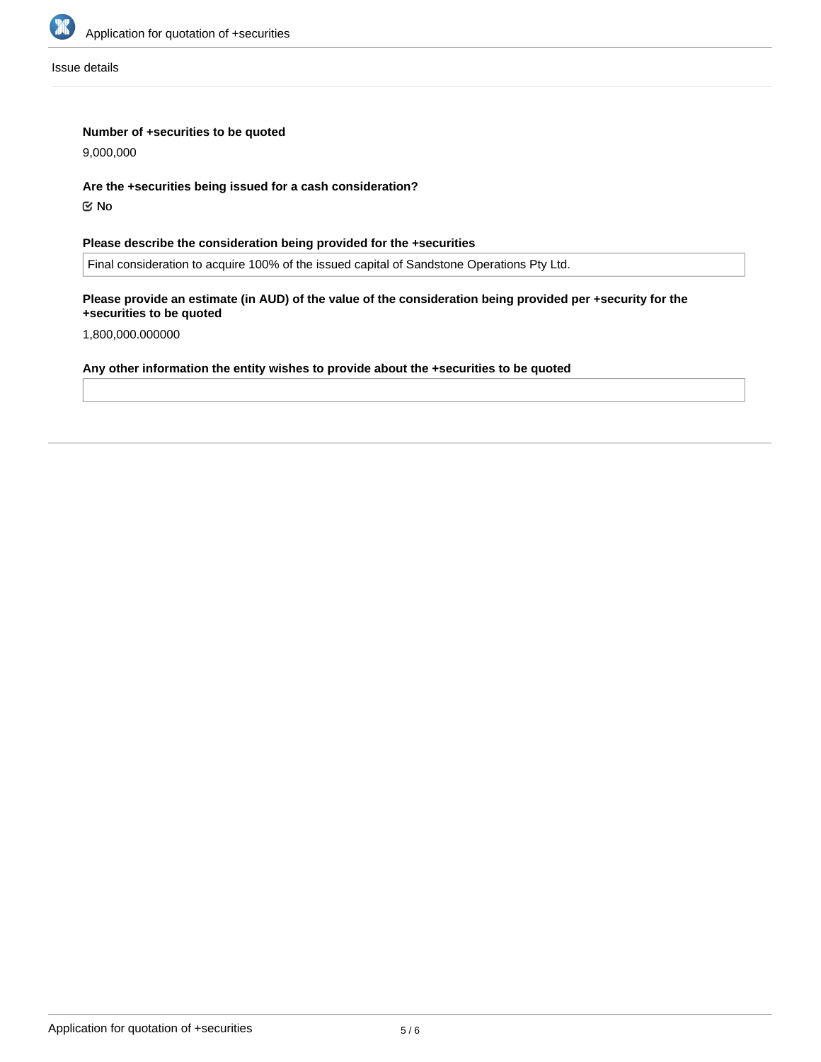Issue details

**Number of +securities to be quoted**

9,000,000

**Are the +securities being issued for a cash consideration?**

☑ No

**Please describe the consideration being provided for the +securities**

Final consideration to acquire 100% of the issued capital of Sandstone Operations Pty Ltd.

**Please provide an estimate (in AUD) of the value of the consideration being provided per +security for the +securities to be quoted**

1,800,000.000000

**Any other information the entity wishes to provide about the +securities to be quoted**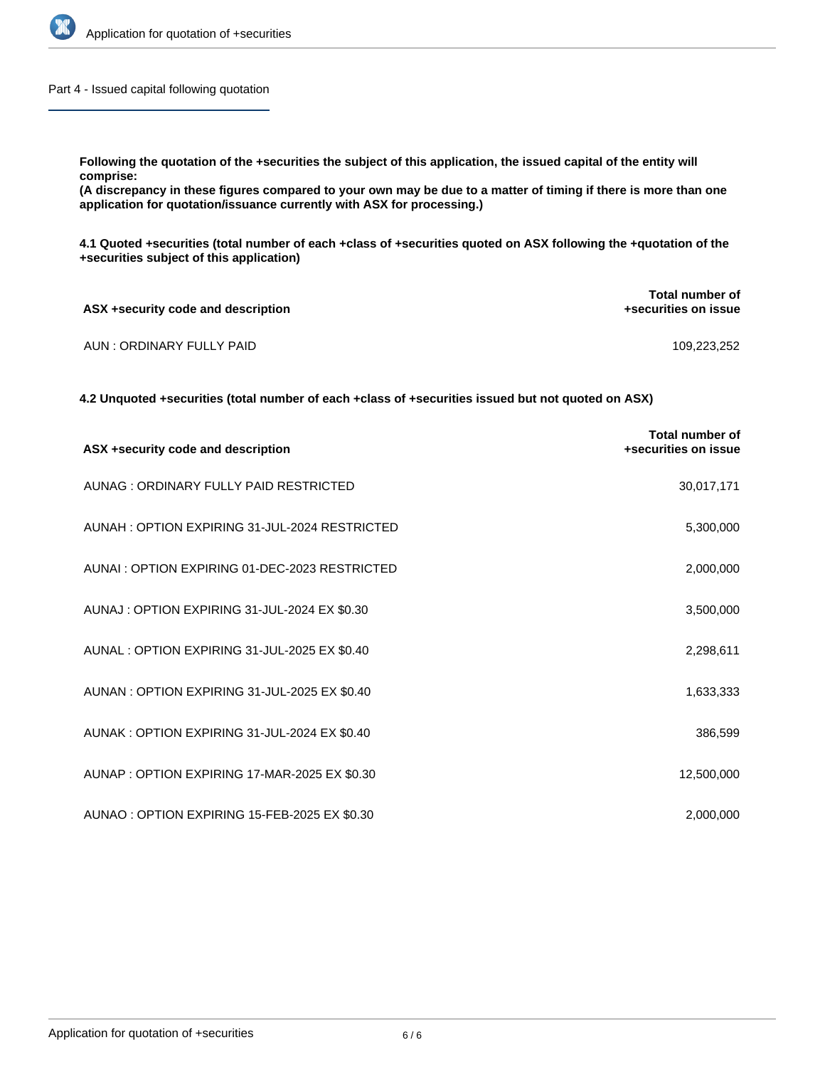## Part 4 - Issued capital following quotation

**Following the quotation of the +securities the subject of this application, the issued capital of the entity will comprise:**
**(A discrepancy in these figures compared to your own may be due to a matter of timing if there is more than one application for quotation/issuance currently with ASX for processing.)**

**4.1 Quoted +securities (total number of each +class of +securities quoted on ASX following the +quotation of the +securities subject of this application)**

| ASX +security code and description | Total number of +securities on issue |
|---|---|
| AUN : ORDINARY FULLY PAID | 109,223,252 |

**4.2 Unquoted +securities (total number of each +class of +securities issued but not quoted on ASX)**

| ASX +security code and description | Total number of +securities on issue |
|---|---|
| AUNAG : ORDINARY FULLY PAID RESTRICTED | 30,017,171 |
| AUNAH : OPTION EXPIRING 31-JUL-2024 RESTRICTED | 5,300,000 |
| AUNAI : OPTION EXPIRING 01-DEC-2023 RESTRICTED | 2,000,000 |
| AUNAJ : OPTION EXPIRING 31-JUL-2024 EX $0.30 | 3,500,000 |
| AUNAL : OPTION EXPIRING 31-JUL-2025 EX $0.40 | 2,298,611 |
| AUNAN : OPTION EXPIRING 31-JUL-2025 EX $0.40 | 1,633,333 |
| AUNAK : OPTION EXPIRING 31-JUL-2024 EX $0.40 | 386,599 |
| AUNAP : OPTION EXPIRING 17-MAR-2025 EX $0.30 | 12,500,000 |
| AUNAO : OPTION EXPIRING 15-FEB-2025 EX $0.30 | 2,000,000 |